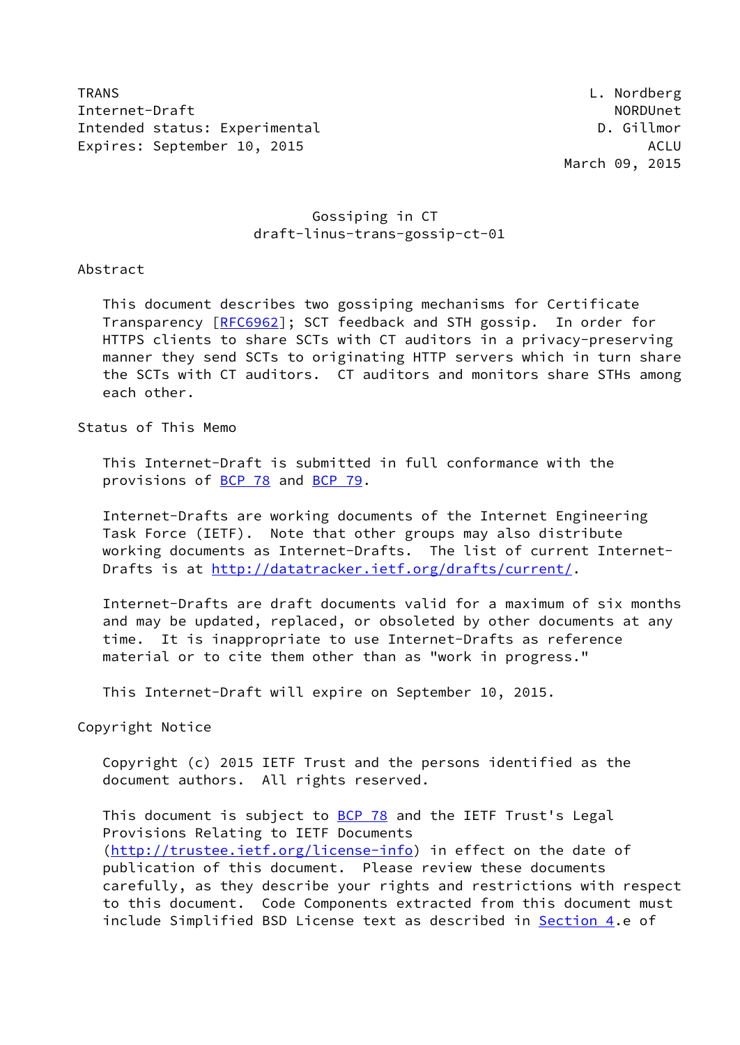TRANS L. Nordberg
Internet-Draft NORDUnet
Intended status: Experimental D. Gillmor
Expires: September 10, 2015 ACLU
March 09, 2015

# Gossiping in CT
## draft-linus-trans-gossip-ct-01

## Abstract

This document describes two gossiping mechanisms for Certificate Transparency [RFC6962]; SCT feedback and STH gossip. In order for HTTPS clients to share SCTs with CT auditors in a privacy-preserving manner they send SCTs to originating HTTP servers which in turn share the SCTs with CT auditors. CT auditors and monitors share STHs among each other.

## Status of This Memo

This Internet-Draft is submitted in full conformance with the provisions of BCP 78 and BCP 79.

Internet-Drafts are working documents of the Internet Engineering Task Force (IETF). Note that other groups may also distribute working documents as Internet-Drafts. The list of current Internet-Drafts is at http://datatracker.ietf.org/drafts/current/.

Internet-Drafts are draft documents valid for a maximum of six months and may be updated, replaced, or obsoleted by other documents at any time. It is inappropriate to use Internet-Drafts as reference material or to cite them other than as "work in progress."

This Internet-Draft will expire on September 10, 2015.

## Copyright Notice

Copyright (c) 2015 IETF Trust and the persons identified as the document authors. All rights reserved.

This document is subject to BCP 78 and the IETF Trust's Legal Provisions Relating to IETF Documents (http://trustee.ietf.org/license-info) in effect on the date of publication of this document. Please review these documents carefully, as they describe your rights and restrictions with respect to this document. Code Components extracted from this document must include Simplified BSD License text as described in Section 4.e of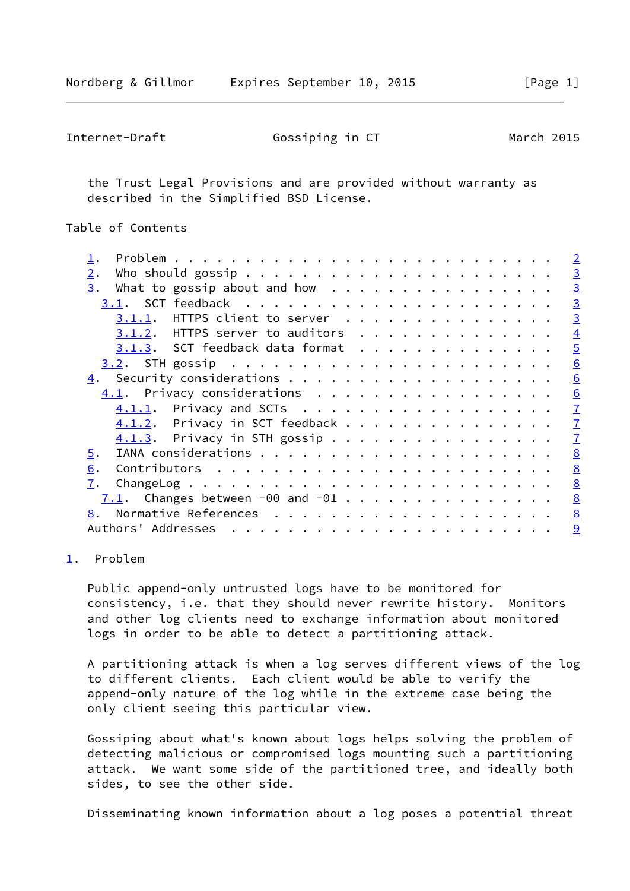the Trust Legal Provisions and are provided without warranty as described in the Simplified BSD License.

## Table of Contents

- 1. Problem . . . . . . . . . . . . . . . . . . . . . . . . . 2
- 2. Who should gossip . . . . . . . . . . . . . . . . . . . . 3
- 3. What to gossip about and how . . . . . . . . . . . . . . 3
  - 3.1. SCT feedback . . . . . . . . . . . . . . . . . . . . . 3
    - 3.1.1. HTTPS client to server . . . . . . . . . . . . . . 3
    - 3.1.2. HTTPS server to auditors . . . . . . . . . . . . . 4
    - 3.1.3. SCT feedback data format . . . . . . . . . . . . . 5
  - 3.2. STH gossip . . . . . . . . . . . . . . . . . . . . . . 6
- 4. Security considerations . . . . . . . . . . . . . . . . . 6
  - 4.1. Privacy considerations . . . . . . . . . . . . . . . . 6
    - 4.1.1. Privacy and SCTs . . . . . . . . . . . . . . . . . 7
    - 4.1.2. Privacy in SCT feedback . . . . . . . . . . . . . . 7
    - 4.1.3. Privacy in STH gossip . . . . . . . . . . . . . . . 7
- 5. IANA considerations . . . . . . . . . . . . . . . . . . . 8
- 6. Contributors . . . . . . . . . . . . . . . . . . . . . . 8
- 7. ChangeLog . . . . . . . . . . . . . . . . . . . . . . . . 8
  - 7.1. Changes between -00 and -01 . . . . . . . . . . . . . 8
- 8. Normative References . . . . . . . . . . . . . . . . . . 8
- Authors' Addresses . . . . . . . . . . . . . . . . . . . . . 9

## 1. Problem

Public append-only untrusted logs have to be monitored for consistency, i.e. that they should never rewrite history. Monitors and other log clients need to exchange information about monitored logs in order to be able to detect a partitioning attack.

A partitioning attack is when a log serves different views of the log to different clients. Each client would be able to verify the append-only nature of the log while in the extreme case being the only client seeing this particular view.

Gossiping about what's known about logs helps solving the problem of detecting malicious or compromised logs mounting such a partitioning attack. We want some side of the partitioned tree, and ideally both sides, to see the other side.

Disseminating known information about a log poses a potential threat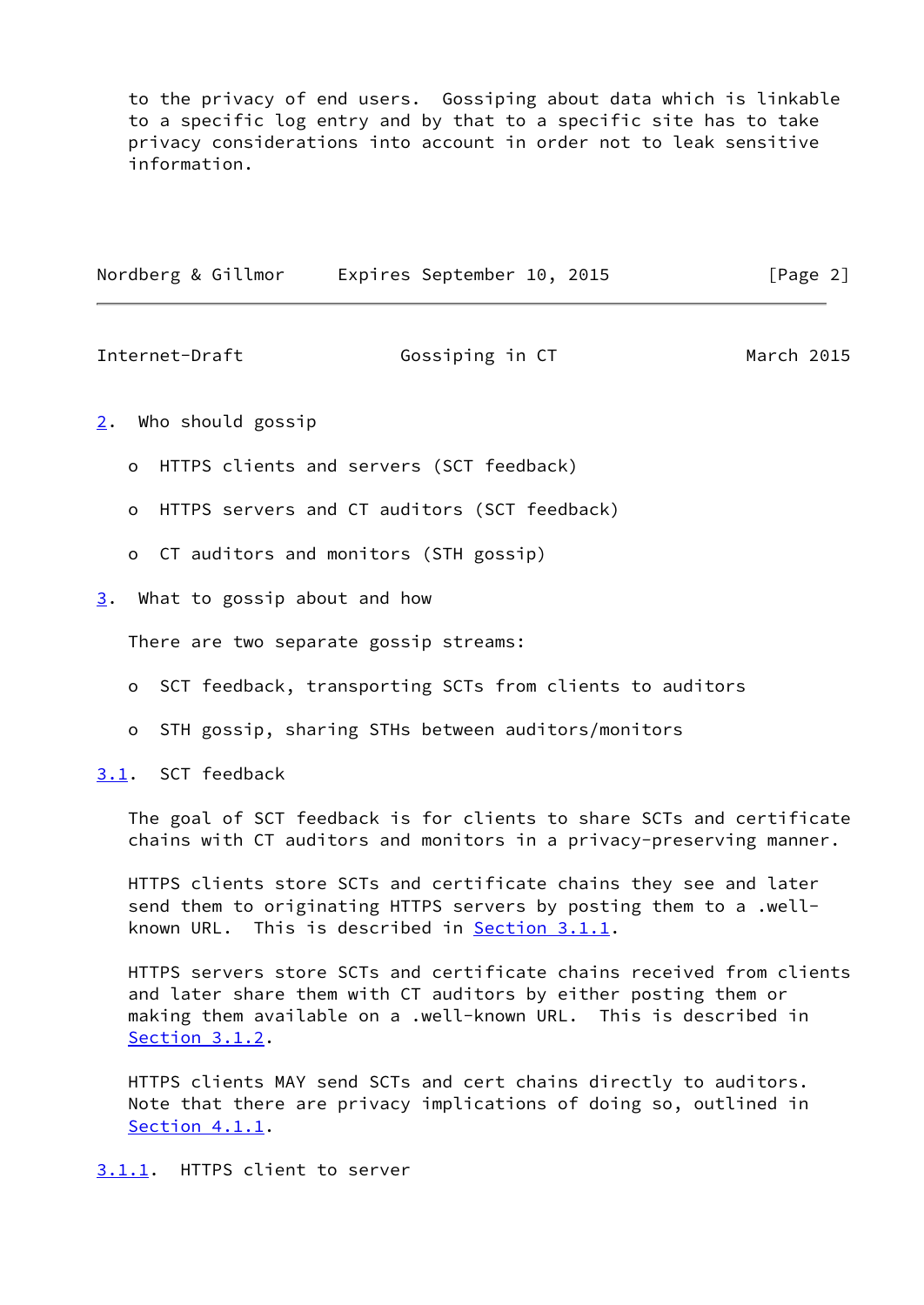to the privacy of end users. Gossiping about data which is linkable to a specific log entry and by that to a specific site has to take privacy considerations into account in order not to leak sensitive information.

## 2. Who should gossip

- HTTPS clients and servers (SCT feedback)
- HTTPS servers and CT auditors (SCT feedback)
- CT auditors and monitors (STH gossip)

## 3. What to gossip about and how

There are two separate gossip streams:

- SCT feedback, transporting SCTs from clients to auditors
- STH gossip, sharing STHs between auditors/monitors

### 3.1. SCT feedback

The goal of SCT feedback is for clients to share SCTs and certificate chains with CT auditors and monitors in a privacy-preserving manner.

HTTPS clients store SCTs and certificate chains they see and later send them to originating HTTPS servers by posting them to a .well-known URL. This is described in Section 3.1.1.

HTTPS servers store SCTs and certificate chains received from clients and later share them with CT auditors by either posting them or making them available on a .well-known URL. This is described in Section 3.1.2.

HTTPS clients MAY send SCTs and cert chains directly to auditors. Note that there are privacy implications of doing so, outlined in Section 4.1.1.

#### 3.1.1. HTTPS client to server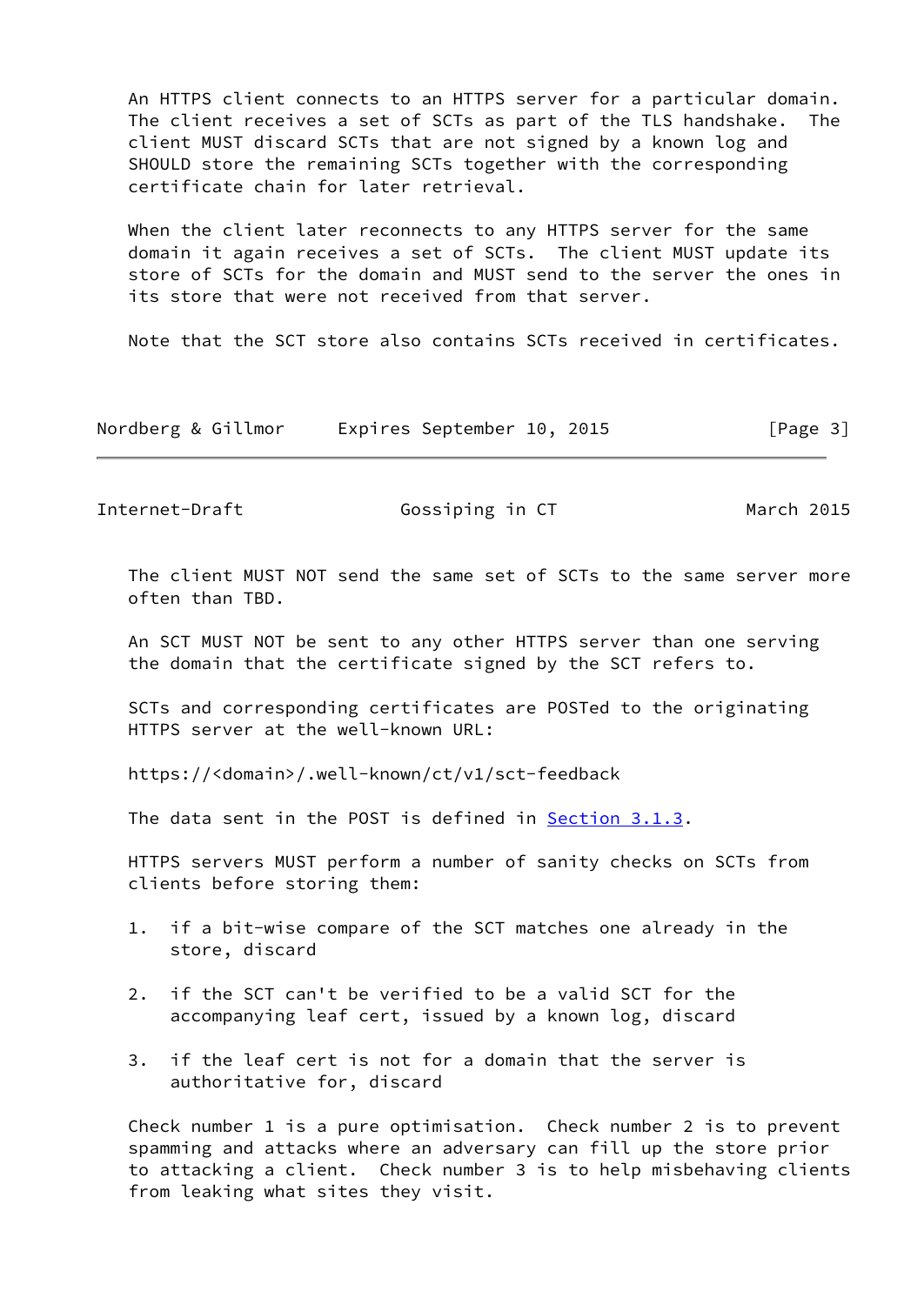An HTTPS client connects to an HTTPS server for a particular domain. The client receives a set of SCTs as part of the TLS handshake. The client MUST discard SCTs that are not signed by a known log and SHOULD store the remaining SCTs together with the corresponding certificate chain for later retrieval.

When the client later reconnects to any HTTPS server for the same domain it again receives a set of SCTs. The client MUST update its store of SCTs for the domain and MUST send to the server the ones in its store that were not received from that server.

Note that the SCT store also contains SCTs received in certificates.

The client MUST NOT send the same set of SCTs to the same server more often than TBD.

An SCT MUST NOT be sent to any other HTTPS server than one serving the domain that the certificate signed by the SCT refers to.

SCTs and corresponding certificates are POSTed to the originating HTTPS server at the well-known URL:

https://<domain>/.well-known/ct/v1/sct-feedback

The data sent in the POST is defined in Section 3.1.3.

HTTPS servers MUST perform a number of sanity checks on SCTs from clients before storing them:

1. if a bit-wise compare of the SCT matches one already in the store, discard

2. if the SCT can't be verified to be a valid SCT for the accompanying leaf cert, issued by a known log, discard

3. if the leaf cert is not for a domain that the server is authoritative for, discard

Check number 1 is a pure optimisation. Check number 2 is to prevent spamming and attacks where an adversary can fill up the store prior to attacking a client. Check number 3 is to help misbehaving clients from leaking what sites they visit.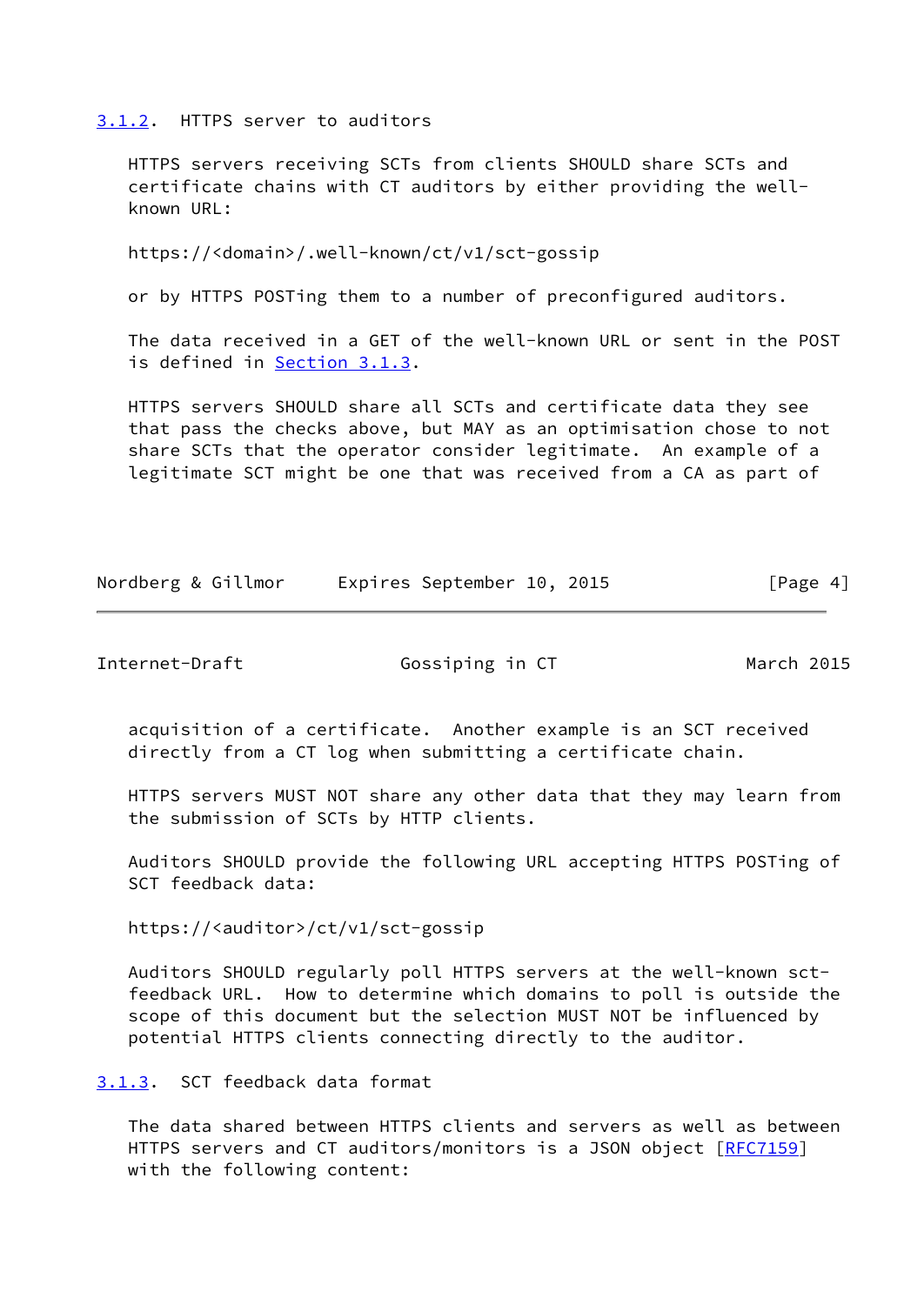### 3.1.2. HTTPS server to auditors

HTTPS servers receiving SCTs from clients SHOULD share SCTs and certificate chains with CT auditors by either providing the well-known URL:

```
https://<domain>/.well-known/ct/v1/sct-gossip
```

or by HTTPS POSTing them to a number of preconfigured auditors.

The data received in a GET of the well-known URL or sent in the POST is defined in Section 3.1.3.

HTTPS servers SHOULD share all SCTs and certificate data they see that pass the checks above, but MAY as an optimisation chose to not share SCTs that the operator consider legitimate. An example of a legitimate SCT might be one that was received from a CA as part of acquisition of a certificate. Another example is an SCT received directly from a CT log when submitting a certificate chain.

HTTPS servers MUST NOT share any other data that they may learn from the submission of SCTs by HTTP clients.

Auditors SHOULD provide the following URL accepting HTTPS POSTing of SCT feedback data:

```
https://<auditor>/ct/v1/sct-gossip
```

Auditors SHOULD regularly poll HTTPS servers at the well-known sct-feedback URL. How to determine which domains to poll is outside the scope of this document but the selection MUST NOT be influenced by potential HTTPS clients connecting directly to the auditor.

### 3.1.3. SCT feedback data format

The data shared between HTTPS clients and servers as well as between HTTPS servers and CT auditors/monitors is a JSON object [RFC7159] with the following content: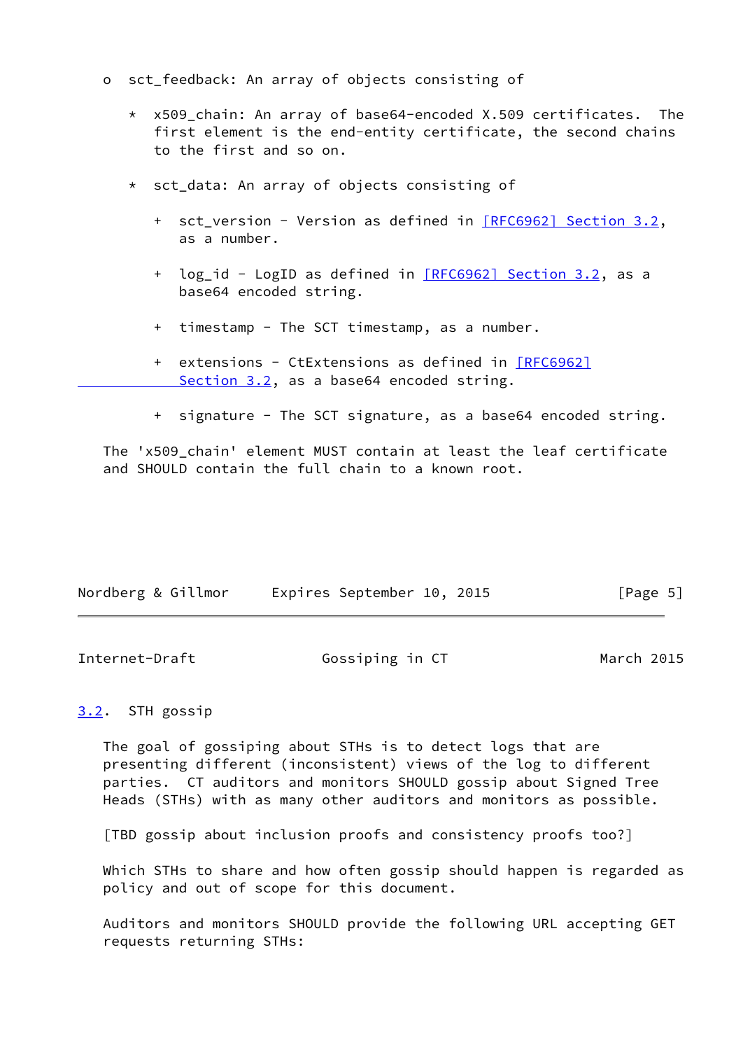- sct_feedback: An array of objects consisting of

  * x509_chain: An array of base64-encoded X.509 certificates. The first element is the end-entity certificate, the second chains to the first and so on.

  * sct_data: An array of objects consisting of

    + sct_version - Version as defined in [RFC6962] Section 3.2, as a number.

    + log_id - LogID as defined in [RFC6962] Section 3.2, as a base64 encoded string.

    + timestamp - The SCT timestamp, as a number.

    + extensions - CtExtensions as defined in [RFC6962] Section 3.2, as a base64 encoded string.

    + signature - The SCT signature, as a base64 encoded string.

The 'x509_chain' element MUST contain at least the leaf certificate and SHOULD contain the full chain to a known root.

## 3.2. STH gossip

The goal of gossiping about STHs is to detect logs that are presenting different (inconsistent) views of the log to different parties. CT auditors and monitors SHOULD gossip about Signed Tree Heads (STHs) with as many other auditors and monitors as possible.

[TBD gossip about inclusion proofs and consistency proofs too?]

Which STHs to share and how often gossip should happen is regarded as policy and out of scope for this document.

Auditors and monitors SHOULD provide the following URL accepting GET requests returning STHs: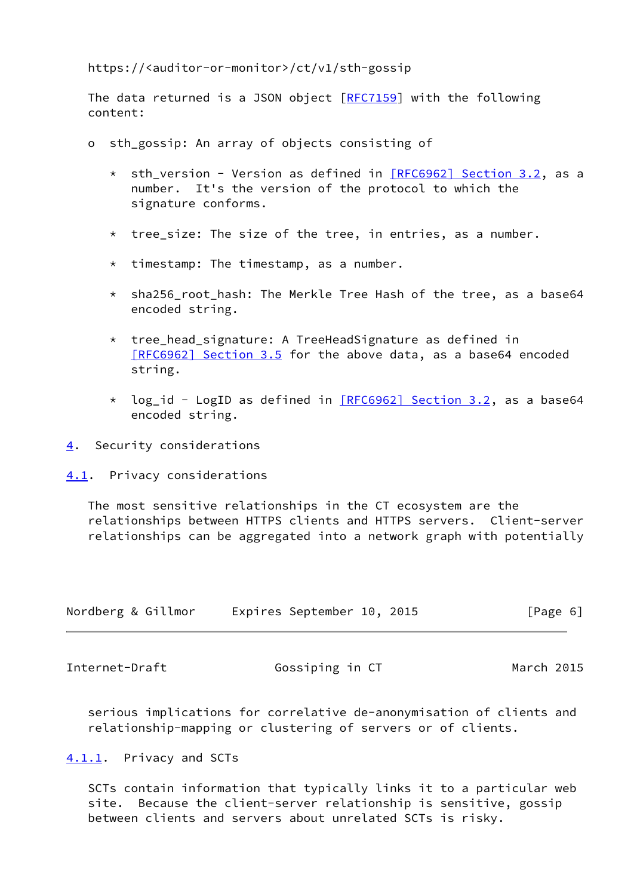https://<auditor-or-monitor>/ct/v1/sth-gossip

The data returned is a JSON object [RFC7159] with the following content:

- sth_gossip: An array of objects consisting of
  - sth_version - Version as defined in [RFC6962] Section 3.2, as a number. It's the version of the protocol to which the signature conforms.
  - tree_size: The size of the tree, in entries, as a number.
  - timestamp: The timestamp, as a number.
  - sha256_root_hash: The Merkle Tree Hash of the tree, as a base64 encoded string.
  - tree_head_signature: A TreeHeadSignature as defined in [RFC6962] Section 3.5 for the above data, as a base64 encoded string.
  - log_id - LogID as defined in [RFC6962] Section 3.2, as a base64 encoded string.

## 4. Security considerations

### 4.1. Privacy considerations

The most sensitive relationships in the CT ecosystem are the relationships between HTTPS clients and HTTPS servers. Client-server relationships can be aggregated into a network graph with potentially serious implications for correlative de-anonymisation of clients and relationship-mapping or clustering of servers or of clients.

#### 4.1.1. Privacy and SCTs

SCTs contain information that typically links it to a particular web site. Because the client-server relationship is sensitive, gossip between clients and servers about unrelated SCTs is risky.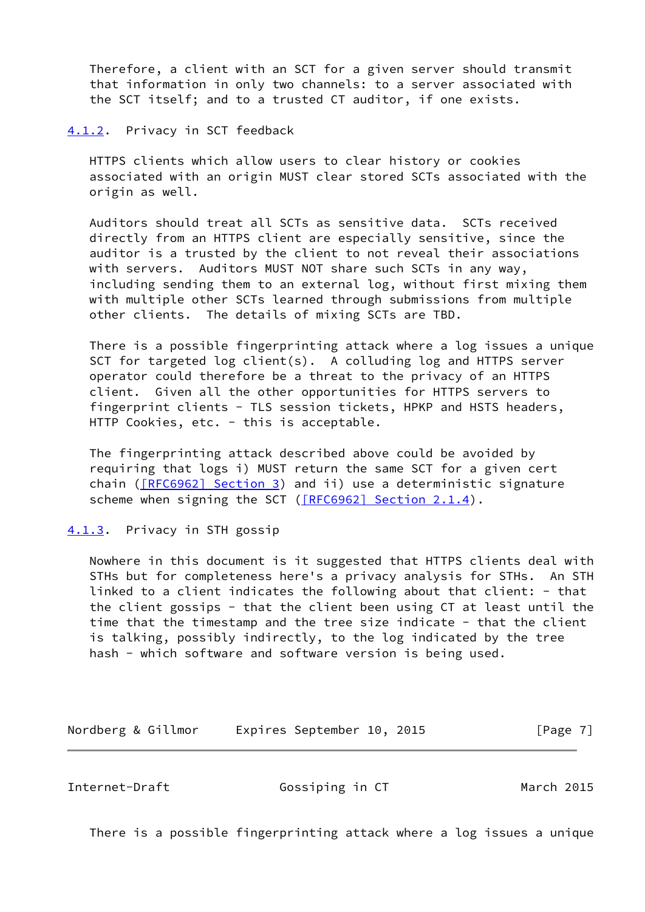Therefore, a client with an SCT for a given server should transmit that information in only two channels: to a server associated with the SCT itself; and to a trusted CT auditor, if one exists.

### 4.1.2. Privacy in SCT feedback

HTTPS clients which allow users to clear history or cookies associated with an origin MUST clear stored SCTs associated with the origin as well.

Auditors should treat all SCTs as sensitive data. SCTs received directly from an HTTPS client are especially sensitive, since the auditor is a trusted by the client to not reveal their associations with servers. Auditors MUST NOT share such SCTs in any way, including sending them to an external log, without first mixing them with multiple other SCTs learned through submissions from multiple other clients. The details of mixing SCTs are TBD.

There is a possible fingerprinting attack where a log issues a unique SCT for targeted log client(s). A colluding log and HTTPS server operator could therefore be a threat to the privacy of an HTTPS client. Given all the other opportunities for HTTPS servers to fingerprint clients - TLS session tickets, HPKP and HSTS headers, HTTP Cookies, etc. - this is acceptable.

The fingerprinting attack described above could be avoided by requiring that logs i) MUST return the same SCT for a given cert chain ([RFC6962] Section 3) and ii) use a deterministic signature scheme when signing the SCT ([RFC6962] Section 2.1.4).

### 4.1.3. Privacy in STH gossip

Nowhere in this document is it suggested that HTTPS clients deal with STHs but for completeness here's a privacy analysis for STHs. An STH linked to a client indicates the following about that client: - that the client gossips - that the client been using CT at least until the time that the timestamp and the tree size indicate - that the client is talking, possibly indirectly, to the log indicated by the tree hash - which software and software version is being used.

There is a possible fingerprinting attack where a log issues a unique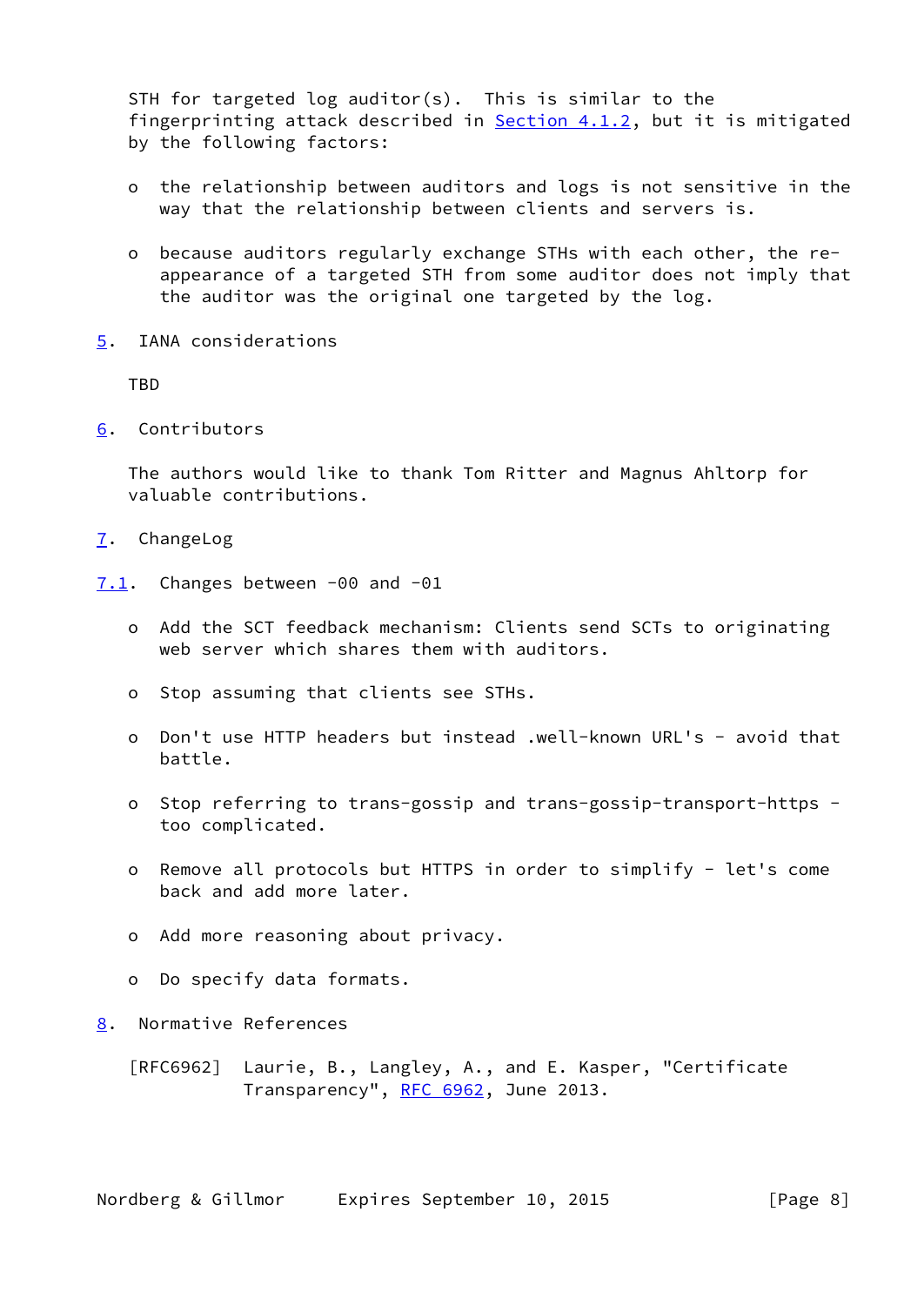STH for targeted log auditor(s). This is similar to the fingerprinting attack described in Section 4.1.2, but it is mitigated by the following factors:

- the relationship between auditors and logs is not sensitive in the way that the relationship between clients and servers is.

- because auditors regularly exchange STHs with each other, the re-appearance of a targeted STH from some auditor does not imply that the auditor was the original one targeted by the log.

## 5. IANA considerations

TBD

## 6. Contributors

The authors would like to thank Tom Ritter and Magnus Ahltorp for valuable contributions.

## 7. ChangeLog

### 7.1. Changes between -00 and -01

- Add the SCT feedback mechanism: Clients send SCTs to originating web server which shares them with auditors.

- Stop assuming that clients see STHs.

- Don't use HTTP headers but instead .well-known URL's - avoid that battle.

- Stop referring to trans-gossip and trans-gossip-transport-https - too complicated.

- Remove all protocols but HTTPS in order to simplify - let's come back and add more later.

- Add more reasoning about privacy.

- Do specify data formats.

## 8. Normative References

[RFC6962] Laurie, B., Langley, A., and E. Kasper, "Certificate Transparency", RFC 6962, June 2013.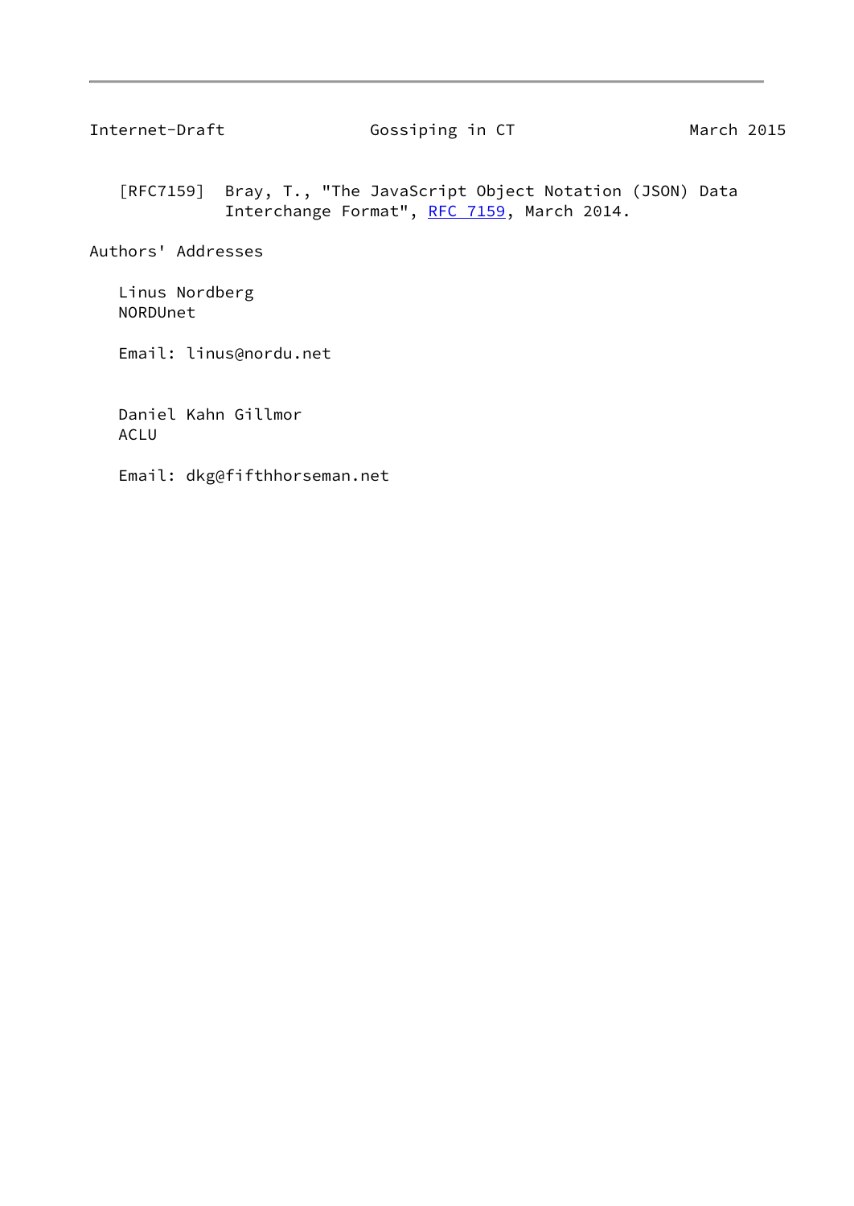[RFC7159] Bray, T., "The JavaScript Object Notation (JSON) Data Interchange Format", RFC 7159, March 2014.

## Authors' Addresses

Linus Nordberg
NORDUnet

Email: linus@nordu.net

Daniel Kahn Gillmor
ACLU

Email: dkg@fifthhorseman.net